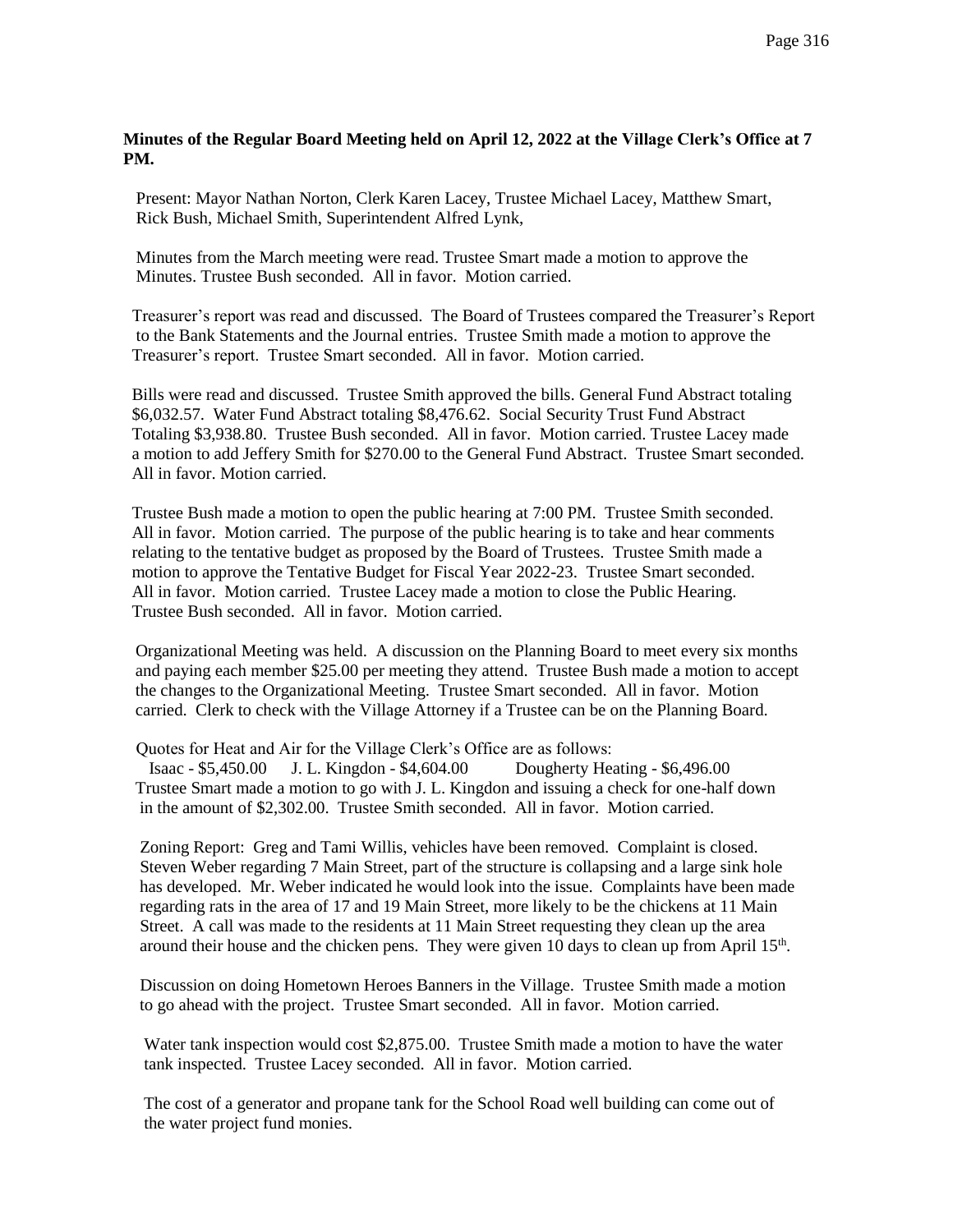**Minutes of the Regular Board Meeting held on April 12, 2022 at the Village Clerk's Office at 7 PM.**

Present: Mayor Nathan Norton, Clerk Karen Lacey, Trustee Michael Lacey, Matthew Smart, Rick Bush, Michael Smith, Superintendent Alfred Lynk,

Minutes from the March meeting were read. Trustee Smart made a motion to approve the Minutes. Trustee Bush seconded. All in favor. Motion carried.

Treasurer's report was read and discussed. The Board of Trustees compared the Treasurer's Report to the Bank Statements and the Journal entries. Trustee Smith made a motion to approve the Treasurer's report. Trustee Smart seconded. All in favor. Motion carried.

Bills were read and discussed. Trustee Smith approved the bills. General Fund Abstract totaling $6,032.57. Water Fund Abstract totaling $8,476.62. Social Security Trust Fund Abstract Totaling $3,938.80. Trustee Bush seconded. All in favor. Motion carried. Trustee Lacey made a motion to add Jeffery Smith for $270.00 to the General Fund Abstract. Trustee Smart seconded. All in favor. Motion carried.

Trustee Bush made a motion to open the public hearing at 7:00 PM. Trustee Smith seconded. All in favor. Motion carried. The purpose of the public hearing is to take and hear comments relating to the tentative budget as proposed by the Board of Trustees. Trustee Smith made a motion to approve the Tentative Budget for Fiscal Year 2022-23. Trustee Smart seconded. All in favor. Motion carried. Trustee Lacey made a motion to close the Public Hearing. Trustee Bush seconded. All in favor. Motion carried.

Organizational Meeting was held. A discussion on the Planning Board to meet every six months and paying each member $25.00 per meeting they attend. Trustee Bush made a motion to accept the changes to the Organizational Meeting. Trustee Smart seconded. All in favor. Motion carried. Clerk to check with the Village Attorney if a Trustee can be on the Planning Board.

Quotes for Heat and Air for the Village Clerk's Office are as follows:

Isaac - $5,450.00 J. L. Kingdon - $4,604.00 Dougherty Heating - $6,496.00

Trustee Smart made a motion to go with J. L. Kingdon and issuing a check for one-half down in the amount of $2,302.00. Trustee Smith seconded. All in favor. Motion carried.

Zoning Report: Greg and Tami Willis, vehicles have been removed. Complaint is closed. Steven Weber regarding 7 Main Street, part of the structure is collapsing and a large sink hole has developed. Mr. Weber indicated he would look into the issue. Complaints have been made regarding rats in the area of 17 and 19 Main Street, more likely to be the chickens at 11 Main Street. A call was made to the residents at 11 Main Street requesting they clean up the area around their house and the chicken pens. They were given 10 days to clean up from April 15th.

Discussion on doing Hometown Heroes Banners in the Village. Trustee Smith made a motion to go ahead with the project. Trustee Smart seconded. All in favor. Motion carried.

Water tank inspection would cost $2,875.00. Trustee Smith made a motion to have the water tank inspected. Trustee Lacey seconded. All in favor. Motion carried.

The cost of a generator and propane tank for the School Road well building can come out of the water project fund monies.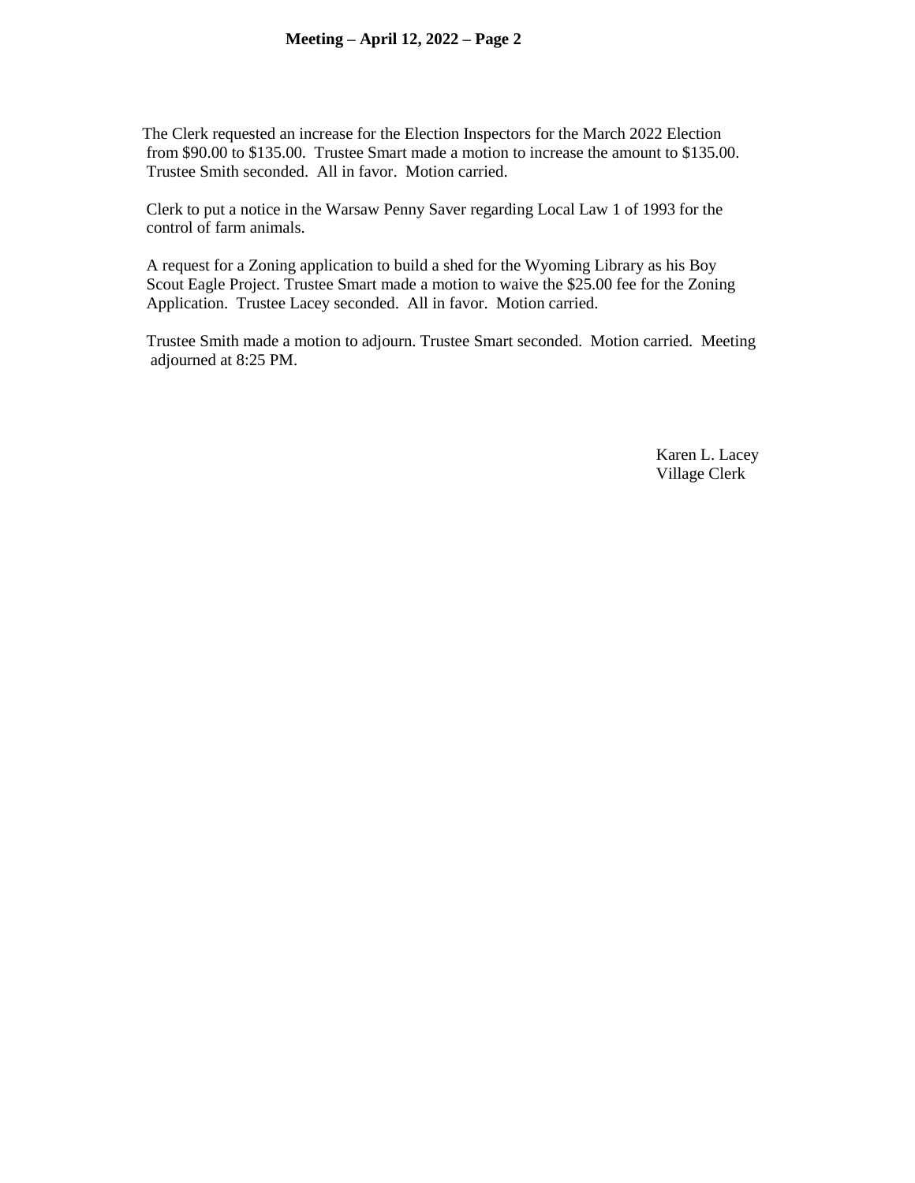The Clerk requested an increase for the Election Inspectors for the March 2022 Election from $90.00 to $135.00. Trustee Smart made a motion to increase the amount to $135.00. Trustee Smith seconded. All in favor. Motion carried.

Clerk to put a notice in the Warsaw Penny Saver regarding Local Law 1 of 1993 for the control of farm animals.

A request for a Zoning application to build a shed for the Wyoming Library as his Boy Scout Eagle Project. Trustee Smart made a motion to waive the $25.00 fee for the Zoning Application. Trustee Lacey seconded. All in favor. Motion carried.

Trustee Smith made a motion to adjourn. Trustee Smart seconded. Motion carried. Meeting adjourned at 8:25 PM.

Karen L. Lacey
Village Clerk